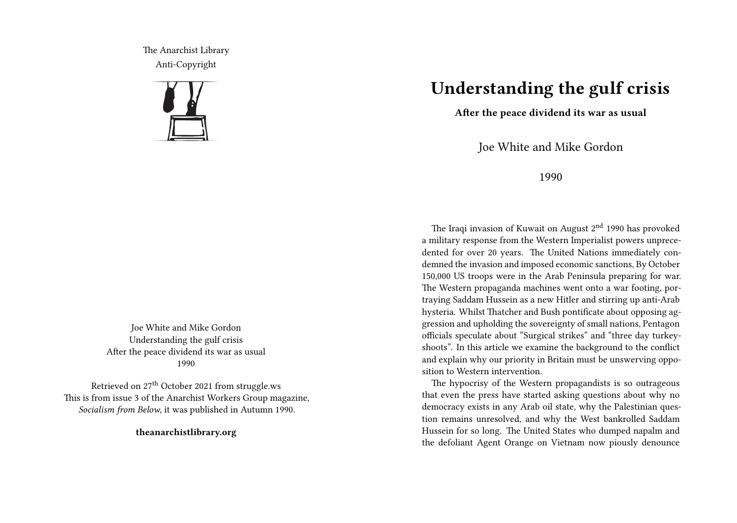The Anarchist Library
Anti-Copyright

Joe White and Mike Gordon
Understanding the gulf crisis
After the peace dividend its war as usual
1990

Retrieved on 27th October 2021 from struggle.ws
This is from issue 3 of the Anarchist Workers Group magazine, *Socialism from Below*, it was published in Autumn 1990.

**theanarchistlibrary.org**

# Understanding the gulf crisis

**After the peace dividend its war as usual**

Joe White and Mike Gordon

1990

The Iraqi invasion of Kuwait on August 2nd 1990 has provoked a military response from the Western Imperialist powers unprecedented for over 20 years. The United Nations immediately condemned the invasion and imposed economic sanctions, By October 150,000 US troops were in the Arab Peninsula preparing for war. The Western propaganda machines went onto a war footing, portraying Saddam Hussein as a new Hitler and stirring up anti-Arab hysteria. Whilst Thatcher and Bush pontificate about opposing aggression and upholding the sovereignty of small nations, Pentagon officials speculate about "Surgical strikes" and "three day turkey-shoots". In this article we examine the background to the conflict and explain why our priority in Britain must be unswerving opposition to Western intervention.

The hypocrisy of the Western propagandists is so outrageous that even the press have started asking questions about why no democracy exists in any Arab oil state, why the Palestinian question remains unresolved, and why the West bankrolled Saddam Hussein for so long. The United States who dumped napalm and the defoliant Agent Orange on Vietnam now piously denounce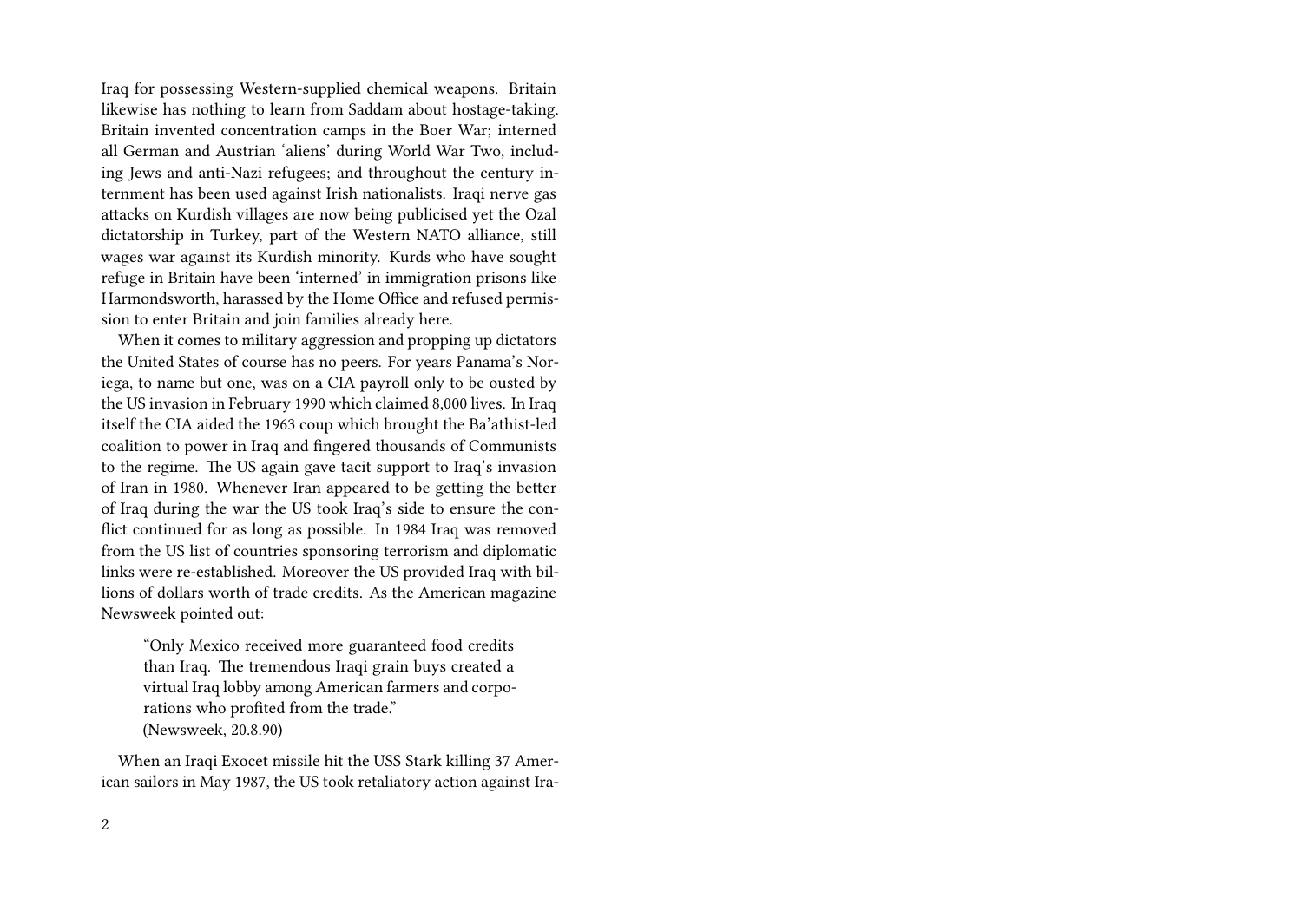Iraq for possessing Western-supplied chemical weapons. Britain likewise has nothing to learn from Saddam about hostage-taking. Britain invented concentration camps in the Boer War; interned all German and Austrian 'aliens' during World War Two, including Jews and anti-Nazi refugees; and throughout the century internment has been used against Irish nationalists. Iraqi nerve gas attacks on Kurdish villages are now being publicised yet the Ozal dictatorship in Turkey, part of the Western NATO alliance, still wages war against its Kurdish minority. Kurds who have sought refuge in Britain have been 'interned' in immigration prisons like Harmondsworth, harassed by the Home Office and refused permission to enter Britain and join families already here.

When it comes to military aggression and propping up dictators the United States of course has no peers. For years Panama's Noriega, to name but one, was on a CIA payroll only to be ousted by the US invasion in February 1990 which claimed 8,000 lives. In Iraq itself the CIA aided the 1963 coup which brought the Ba'athist-led coalition to power in Iraq and fingered thousands of Communists to the regime. The US again gave tacit support to Iraq's invasion of Iran in 1980. Whenever Iran appeared to be getting the better of Iraq during the war the US took Iraq's side to ensure the conflict continued for as long as possible. In 1984 Iraq was removed from the US list of countries sponsoring terrorism and diplomatic links were re-established. Moreover the US provided Iraq with billions of dollars worth of trade credits. As the American magazine Newsweek pointed out:

> "Only Mexico received more guaranteed food credits than Iraq. The tremendous Iraqi grain buys created a virtual Iraq lobby among American farmers and corporations who profited from the trade."
> (Newsweek, 20.8.90)

When an Iraqi Exocet missile hit the USS Stark killing 37 American sailors in May 1987, the US took retaliatory action against Ira-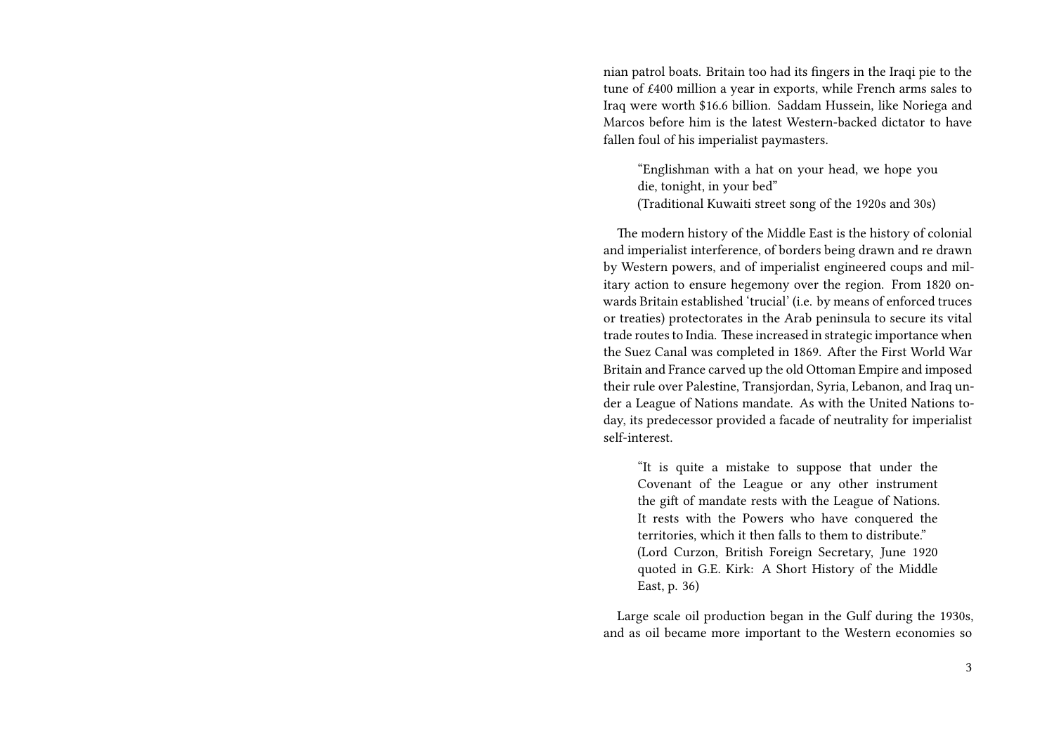nian patrol boats. Britain too had its fingers in the Iraqi pie to the tune of £400 million a year in exports, while French arms sales to Iraq were worth $16.6 billion. Saddam Hussein, like Noriega and Marcos before him is the latest Western-backed dictator to have fallen foul of his imperialist paymasters.

> "Englishman with a hat on your head, we hope you die, tonight, in your bed"
> (Traditional Kuwaiti street song of the 1920s and 30s)

The modern history of the Middle East is the history of colonial and imperialist interference, of borders being drawn and re drawn by Western powers, and of imperialist engineered coups and military action to ensure hegemony over the region. From 1820 onwards Britain established 'trucial' (i.e. by means of enforced truces or treaties) protectorates in the Arab peninsula to secure its vital trade routes to India. These increased in strategic importance when the Suez Canal was completed in 1869. After the First World War Britain and France carved up the old Ottoman Empire and imposed their rule over Palestine, Transjordan, Syria, Lebanon, and Iraq under a League of Nations mandate. As with the United Nations today, its predecessor provided a facade of neutrality for imperialist self-interest.

> "It is quite a mistake to suppose that under the Covenant of the League or any other instrument the gift of mandate rests with the League of Nations. It rests with the Powers who have conquered the territories, which it then falls to them to distribute."
> (Lord Curzon, British Foreign Secretary, June 1920 quoted in G.E. Kirk: A Short History of the Middle East, p. 36)

Large scale oil production began in the Gulf during the 1930s, and as oil became more important to the Western economies so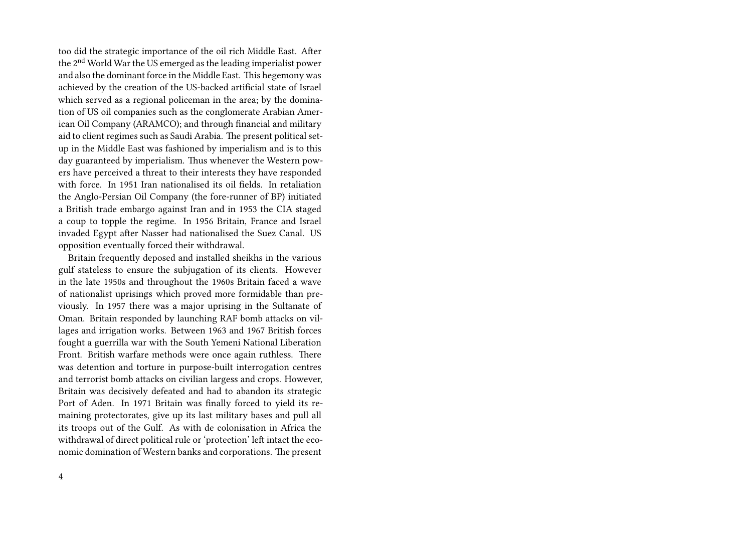too did the strategic importance of the oil rich Middle East. After the 2nd World War the US emerged as the leading imperialist power and also the dominant force in the Middle East. This hegemony was achieved by the creation of the US-backed artificial state of Israel which served as a regional policeman in the area; by the domination of US oil companies such as the conglomerate Arabian American Oil Company (ARAMCO); and through financial and military aid to client regimes such as Saudi Arabia. The present political set-up in the Middle East was fashioned by imperialism and is to this day guaranteed by imperialism. Thus whenever the Western powers have perceived a threat to their interests they have responded with force. In 1951 Iran nationalised its oil fields. In retaliation the Anglo-Persian Oil Company (the fore-runner of BP) initiated a British trade embargo against Iran and in 1953 the CIA staged a coup to topple the regime. In 1956 Britain, France and Israel invaded Egypt after Nasser had nationalised the Suez Canal. US opposition eventually forced their withdrawal.

Britain frequently deposed and installed sheikhs in the various gulf stateless to ensure the subjugation of its clients. However in the late 1950s and throughout the 1960s Britain faced a wave of nationalist uprisings which proved more formidable than previously. In 1957 there was a major uprising in the Sultanate of Oman. Britain responded by launching RAF bomb attacks on villages and irrigation works. Between 1963 and 1967 British forces fought a guerrilla war with the South Yemeni National Liberation Front. British warfare methods were once again ruthless. There was detention and torture in purpose-built interrogation centres and terrorist bomb attacks on civilian largess and crops. However, Britain was decisively defeated and had to abandon its strategic Port of Aden. In 1971 Britain was finally forced to yield its remaining protectorates, give up its last military bases and pull all its troops out of the Gulf. As with de colonisation in Africa the withdrawal of direct political rule or 'protection' left intact the economic domination of Western banks and corporations. The present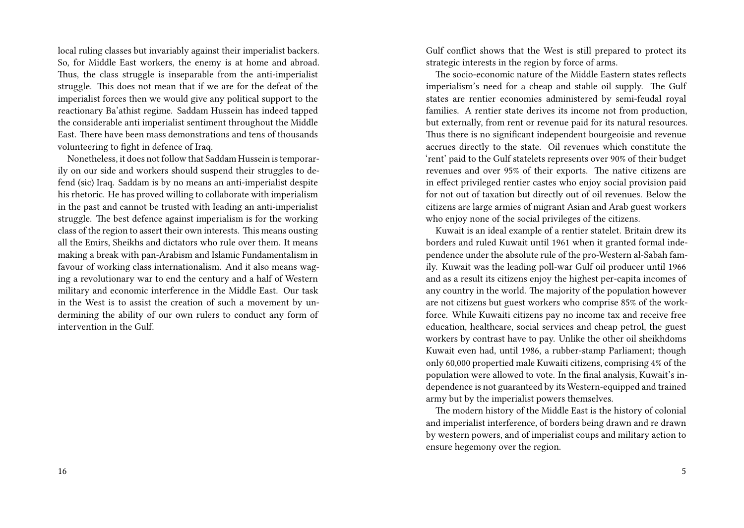local ruling classes but invariably against their imperialist backers. So, for Middle East workers, the enemy is at home and abroad. Thus, the class struggle is inseparable from the anti-imperialist struggle. This does not mean that if we are for the defeat of the imperialist forces then we would give any political support to the reactionary Ba'athist regime. Saddam Hussein has indeed tapped the considerable anti imperialist sentiment throughout the Middle East. There have been mass demonstrations and tens of thousands volunteering to fight in defence of Iraq.

Nonetheless, it does not follow that Saddam Hussein is temporarily on our side and workers should suspend their struggles to defend (sic) Iraq. Saddam is by no means an anti-imperialist despite his rhetoric. He has proved willing to collaborate with imperialism in the past and cannot be trusted with Ieading an anti-imperialist struggle. The best defence against imperialism is for the working class of the region to assert their own interests. This means ousting all the Emirs, Sheikhs and dictators who rule over them. It means making a break with pan-Arabism and Islamic Fundamentalism in favour of working class internationalism. And it also means waging a revolutionary war to end the century and a half of Western military and economic interference in the Middle East. Our task in the West is to assist the creation of such a movement by undermining the ability of our own rulers to conduct any form of intervention in the Gulf.

Gulf conflict shows that the West is still prepared to protect its strategic interests in the region by force of arms.

The socio-economic nature of the Middle Eastern states reflects imperialism's need for a cheap and stable oil supply. The Gulf states are rentier economies administered by semi-feudal royal families. A rentier state derives its income not from production, but externally, from rent or revenue paid for its natural resources. Thus there is no significant independent bourgeoisie and revenue accrues directly to the state. Oil revenues which constitute the 'rent' paid to the Gulf statelets represents over 90% of their budget revenues and over 95% of their exports. The native citizens are in effect privileged rentier castes who enjoy social provision paid for not out of taxation but directly out of oil revenues. Below the citizens are large armies of migrant Asian and Arab guest workers who enjoy none of the social privileges of the citizens.

Kuwait is an ideal example of a rentier statelet. Britain drew its borders and ruled Kuwait until 1961 when it granted formal independence under the absolute rule of the pro-Western al-Sabah family. Kuwait was the leading poll-war Gulf oil producer until 1966 and as a result its citizens enjoy the highest per-capita incomes of any country in the world. The majority of the population however are not citizens but guest workers who comprise 85% of the workforce. While Kuwaiti citizens pay no income tax and receive free education, healthcare, social services and cheap petrol, the guest workers by contrast have to pay. Unlike the other oil sheikhdoms Kuwait even had, until 1986, a rubber-stamp Parliament; though only 60,000 propertied male Kuwaiti citizens, comprising 4% of the population were allowed to vote. In the final analysis, Kuwait's independence is not guaranteed by its Western-equipped and trained army but by the imperialist powers themselves.

The modern history of the Middle East is the history of colonial and imperialist interference, of borders being drawn and re drawn by western powers, and of imperialist coups and military action to ensure hegemony over the region.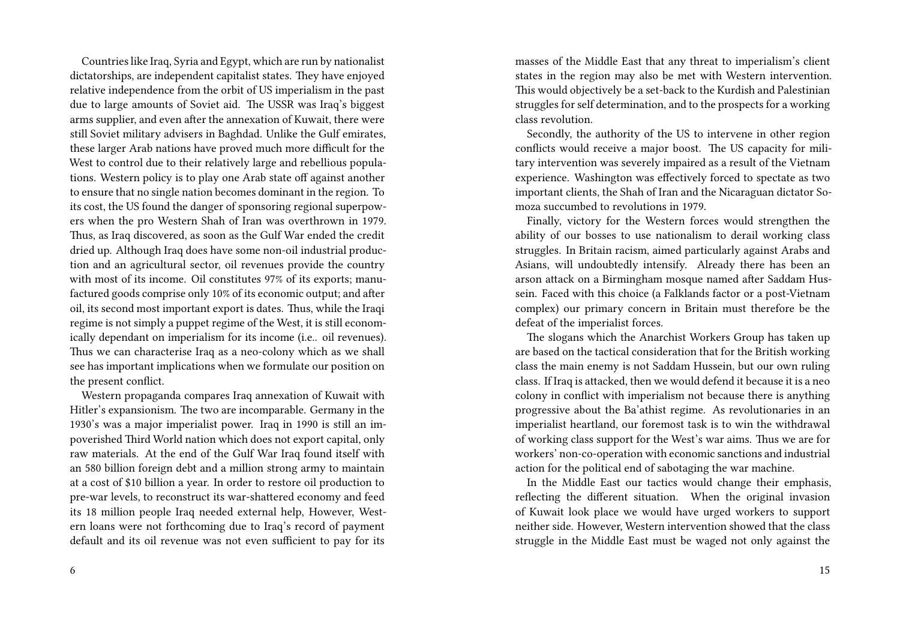Countries like Iraq, Syria and Egypt, which are run by nationalist dictatorships, are independent capitalist states. They have enjoyed relative independence from the orbit of US imperialism in the past due to large amounts of Soviet aid. The USSR was Iraq's biggest arms supplier, and even after the annexation of Kuwait, there were still Soviet military advisers in Baghdad. Unlike the Gulf emirates, these larger Arab nations have proved much more difficult for the West to control due to their relatively large and rebellious populations. Western policy is to play one Arab state off against another to ensure that no single nation becomes dominant in the region. To its cost, the US found the danger of sponsoring regional superpowers when the pro Western Shah of Iran was overthrown in 1979. Thus, as Iraq discovered, as soon as the Gulf War ended the credit dried up. Although Iraq does have some non-oil industrial production and an agricultural sector, oil revenues provide the country with most of its income. Oil constitutes 97% of its exports; manufactured goods comprise only 10% of its economic output; and after oil, its second most important export is dates. Thus, while the Iraqi regime is not simply a puppet regime of the West, it is still economically dependant on imperialism for its income (i.e.. oil revenues). Thus we can characterise Iraq as a neo-colony which as we shall see has important implications when we formulate our position on the present conflict.

Western propaganda compares Iraq annexation of Kuwait with Hitler's expansionism. The two are incomparable. Germany in the 1930's was a major imperialist power. Iraq in 1990 is still an impoverished Third World nation which does not export capital, only raw materials. At the end of the Gulf War Iraq found itself with an 580 billion foreign debt and a million strong army to maintain at a cost of $10 billion a year. In order to restore oil production to pre-war levels, to reconstruct its war-shattered economy and feed its 18 million people Iraq needed external help, However, Western loans were not forthcoming due to Iraq's record of payment default and its oil revenue was not even sufficient to pay for its

masses of the Middle East that any threat to imperialism's client states in the region may also be met with Western intervention. This would objectively be a set-back to the Kurdish and Palestinian struggles for self determination, and to the prospects for a working class revolution.

Secondly, the authority of the US to intervene in other region conflicts would receive a major boost. The US capacity for military intervention was severely impaired as a result of the Vietnam experience. Washington was effectively forced to spectate as two important clients, the Shah of Iran and the Nicaraguan dictator Somoza succumbed to revolutions in 1979.

Finally, victory for the Western forces would strengthen the ability of our bosses to use nationalism to derail working class struggles. In Britain racism, aimed particularly against Arabs and Asians, will undoubtedly intensify. Already there has been an arson attack on a Birmingham mosque named after Saddam Hussein. Faced with this choice (a Falklands factor or a post-Vietnam complex) our primary concern in Britain must therefore be the defeat of the imperialist forces.

The slogans which the Anarchist Workers Group has taken up are based on the tactical consideration that for the British working class the main enemy is not Saddam Hussein, but our own ruling class. If Iraq is attacked, then we would defend it because it is a neo colony in conflict with imperialism not because there is anything progressive about the Ba'athist regime. As revolutionaries in an imperialist heartland, our foremost task is to win the withdrawal of working class support for the West's war aims. Thus we are for workers' non-co-operation with economic sanctions and industrial action for the political end of sabotaging the war machine.

In the Middle East our tactics would change their emphasis, reflecting the different situation. When the original invasion of Kuwait look place we would have urged workers to support neither side. However, Western intervention showed that the class struggle in the Middle East must be waged not only against the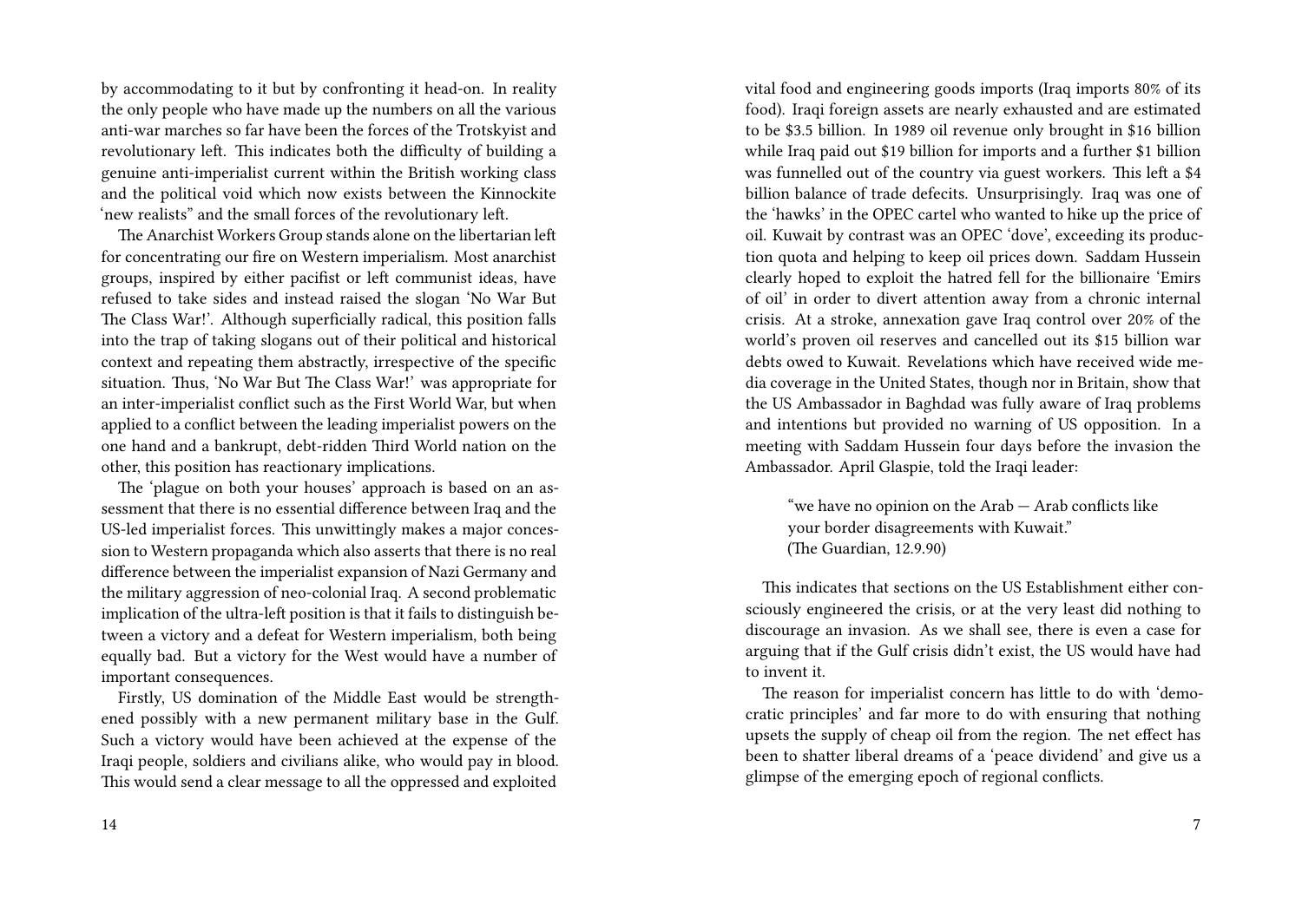by accommodating to it but by confronting it head-on. In reality the only people who have made up the numbers on all the various anti-war marches so far have been the forces of the Trotskyist and revolutionary left. This indicates both the difficulty of building a genuine anti-imperialist current within the British working class and the political void which now exists between the Kinnockite 'new realists" and the small forces of the revolutionary left.

The Anarchist Workers Group stands alone on the libertarian left for concentrating our fire on Western imperialism. Most anarchist groups, inspired by either pacifist or left communist ideas, have refused to take sides and instead raised the slogan 'No War But The Class War!'. Although superficially radical, this position falls into the trap of taking slogans out of their political and historical context and repeating them abstractly, irrespective of the specific situation. Thus, 'No War But The Class War!' was appropriate for an inter-imperialist conflict such as the First World War, but when applied to a conflict between the leading imperialist powers on the one hand and a bankrupt, debt-ridden Third World nation on the other, this position has reactionary implications.

The 'plague on both your houses' approach is based on an assessment that there is no essential difference between Iraq and the US-led imperialist forces. This unwittingly makes a major concession to Western propaganda which also asserts that there is no real difference between the imperialist expansion of Nazi Germany and the military aggression of neo-colonial Iraq. A second problematic implication of the ultra-left position is that it fails to distinguish between a victory and a defeat for Western imperialism, both being equally bad. But a victory for the West would have a number of important consequences.

Firstly, US domination of the Middle East would be strengthened possibly with a new permanent military base in the Gulf. Such a victory would have been achieved at the expense of the Iraqi people, soldiers and civilians alike, who would pay in blood. This would send a clear message to all the oppressed and exploited

vital food and engineering goods imports (Iraq imports 80% of its food). Iraqi foreign assets are nearly exhausted and are estimated to be $3.5 billion. In 1989 oil revenue only brought in $16 billion while Iraq paid out $19 billion for imports and a further $1 billion was funnelled out of the country via guest workers. This left a $4 billion balance of trade defecits. Unsurprisingly. Iraq was one of the 'hawks' in the OPEC cartel who wanted to hike up the price of oil. Kuwait by contrast was an OPEC 'dove', exceeding its production quota and helping to keep oil prices down. Saddam Hussein clearly hoped to exploit the hatred fell for the billionaire 'Emirs of oil' in order to divert attention away from a chronic internal crisis. At a stroke, annexation gave Iraq control over 20% of the world's proven oil reserves and cancelled out its $15 billion war debts owed to Kuwait. Revelations which have received wide media coverage in the United States, though nor in Britain, show that the US Ambassador in Baghdad was fully aware of Iraq problems and intentions but provided no warning of US opposition. In a meeting with Saddam Hussein four days before the invasion the Ambassador. April Glaspie, told the Iraqi leader:

> "we have no opinion on the Arab — Arab conflicts like your border disagreements with Kuwait."
> (The Guardian, 12.9.90)

This indicates that sections on the US Establishment either consciously engineered the crisis, or at the very least did nothing to discourage an invasion. As we shall see, there is even a case for arguing that if the Gulf crisis didn't exist, the US would have had to invent it.

The reason for imperialist concern has little to do with 'democratic principles' and far more to do with ensuring that nothing upsets the supply of cheap oil from the region. The net effect has been to shatter liberal dreams of a 'peace dividend' and give us a glimpse of the emerging epoch of regional conflicts.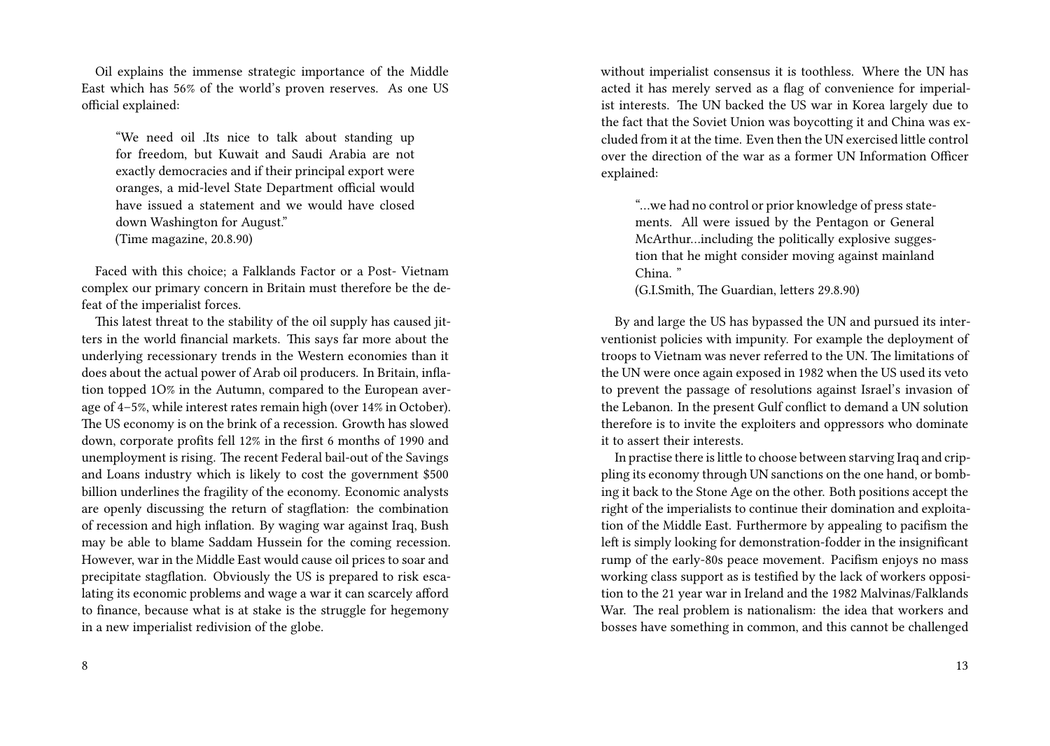Oil explains the immense strategic importance of the Middle East which has 56% of the world's proven reserves. As one US official explained:

> "We need oil .Its nice to talk about standing up for freedom, but Kuwait and Saudi Arabia are not exactly democracies and if their principal export were oranges, a mid-level State Department official would have issued a statement and we would have closed down Washington for August."
> (Time magazine, 20.8.90)

Faced with this choice; a Falklands Factor or a Post- Vietnam complex our primary concern in Britain must therefore be the defeat of the imperialist forces.

This latest threat to the stability of the oil supply has caused jitters in the world financial markets. This says far more about the underlying recessionary trends in the Western economies than it does about the actual power of Arab oil producers. In Britain, inflation topped 1O% in the Autumn, compared to the European average of 4–5%, while interest rates remain high (over 14% in October). The US economy is on the brink of a recession. Growth has slowed down, corporate profits fell 12% in the first 6 months of 1990 and unemployment is rising. The recent Federal bail-out of the Savings and Loans industry which is likely to cost the government $500 billion underlines the fragility of the economy. Economic analysts are openly discussing the return of stagflation: the combination of recession and high inflation. By waging war against Iraq, Bush may be able to blame Saddam Hussein for the coming recession. However, war in the Middle East would cause oil prices to soar and precipitate stagflation. Obviously the US is prepared to risk escalating its economic problems and wage a war it can scarcely afford to finance, because what is at stake is the struggle for hegemony in a new imperialist redivision of the globe.

without imperialist consensus it is toothless. Where the UN has acted it has merely served as a flag of convenience for imperialist interests. The UN backed the US war in Korea largely due to the fact that the Soviet Union was boycotting it and China was excluded from it at the time. Even then the UN exercised little control over the direction of the war as a former UN Information Officer explained:

> "…we had no control or prior knowledge of press statements. All were issued by the Pentagon or General McArthur…including the politically explosive suggestion that he might consider moving against mainland China. "
> (G.I.Smith, The Guardian, letters 29.8.90)

By and large the US has bypassed the UN and pursued its interventionist policies with impunity. For example the deployment of troops to Vietnam was never referred to the UN. The limitations of the UN were once again exposed in 1982 when the US used its veto to prevent the passage of resolutions against Israel's invasion of the Lebanon. In the present Gulf conflict to demand a UN solution therefore is to invite the exploiters and oppressors who dominate it to assert their interests.

In practise there is little to choose between starving Iraq and crippling its economy through UN sanctions on the one hand, or bombing it back to the Stone Age on the other. Both positions accept the right of the imperialists to continue their domination and exploitation of the Middle East. Furthermore by appealing to pacifism the left is simply looking for demonstration-fodder in the insignificant rump of the early-80s peace movement. Pacifism enjoys no mass working class support as is testified by the lack of workers opposition to the 21 year war in Ireland and the 1982 Malvinas/Falklands War. The real problem is nationalism: the idea that workers and bosses have something in common, and this cannot be challenged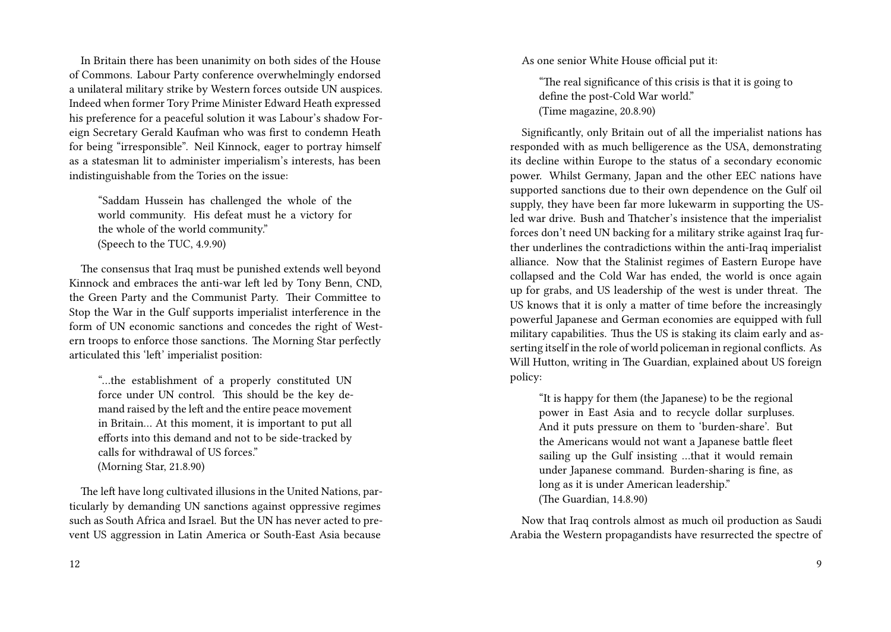In Britain there has been unanimity on both sides of the House of Commons. Labour Party conference overwhelmingly endorsed a unilateral military strike by Western forces outside UN auspices. Indeed when former Tory Prime Minister Edward Heath expressed his preference for a peaceful solution it was Labour's shadow Foreign Secretary Gerald Kaufman who was first to condemn Heath for being "irresponsible". Neil Kinnock, eager to portray himself as a statesman lit to administer imperialism's interests, has been indistinguishable from the Tories on the issue:

> "Saddam Hussein has challenged the whole of the world community. His defeat must he a victory for the whole of the world community."
> (Speech to the TUC, 4.9.90)

The consensus that Iraq must be punished extends well beyond Kinnock and embraces the anti-war left led by Tony Benn, CND, the Green Party and the Communist Party. Their Committee to Stop the War in the Gulf supports imperialist interference in the form of UN economic sanctions and concedes the right of Western troops to enforce those sanctions. The Morning Star perfectly articulated this 'left' imperialist position:

> "…the establishment of a properly constituted UN force under UN control. This should be the key demand raised by the left and the entire peace movement in Britain… At this moment, it is important to put all efforts into this demand and not to be side-tracked by calls for withdrawal of US forces."
> (Morning Star, 21.8.90)

The left have long cultivated illusions in the United Nations, particularly by demanding UN sanctions against oppressive regimes such as South Africa and Israel. But the UN has never acted to prevent US aggression in Latin America or South-East Asia because

As one senior White House official put it:

> "The real significance of this crisis is that it is going to define the post-Cold War world."
> (Time magazine, 20.8.90)

Significantly, only Britain out of all the imperialist nations has responded with as much belligerence as the USA, demonstrating its decline within Europe to the status of a secondary economic power. Whilst Germany, Japan and the other EEC nations have supported sanctions due to their own dependence on the Gulf oil supply, they have been far more lukewarm in supporting the US-led war drive. Bush and Thatcher's insistence that the imperialist forces don't need UN backing for a military strike against Iraq further underlines the contradictions within the anti-Iraq imperialist alliance. Now that the Stalinist regimes of Eastern Europe have collapsed and the Cold War has ended, the world is once again up for grabs, and US leadership of the west is under threat. The US knows that it is only a matter of time before the increasingly powerful Japanese and German economies are equipped with full military capabilities. Thus the US is staking its claim early and asserting itself in the role of world policeman in regional conflicts. As Will Hutton, writing in The Guardian, explained about US foreign policy:

> "It is happy for them (the Japanese) to be the regional power in East Asia and to recycle dollar surpluses. And it puts pressure on them to 'burden-share'. But the Americans would not want a Japanese battle fleet sailing up the Gulf insisting …that it would remain under Japanese command. Burden-sharing is fine, as long as it is under American leadership."
> (The Guardian, 14.8.90)

Now that Iraq controls almost as much oil production as Saudi Arabia the Western propagandists have resurrected the spectre of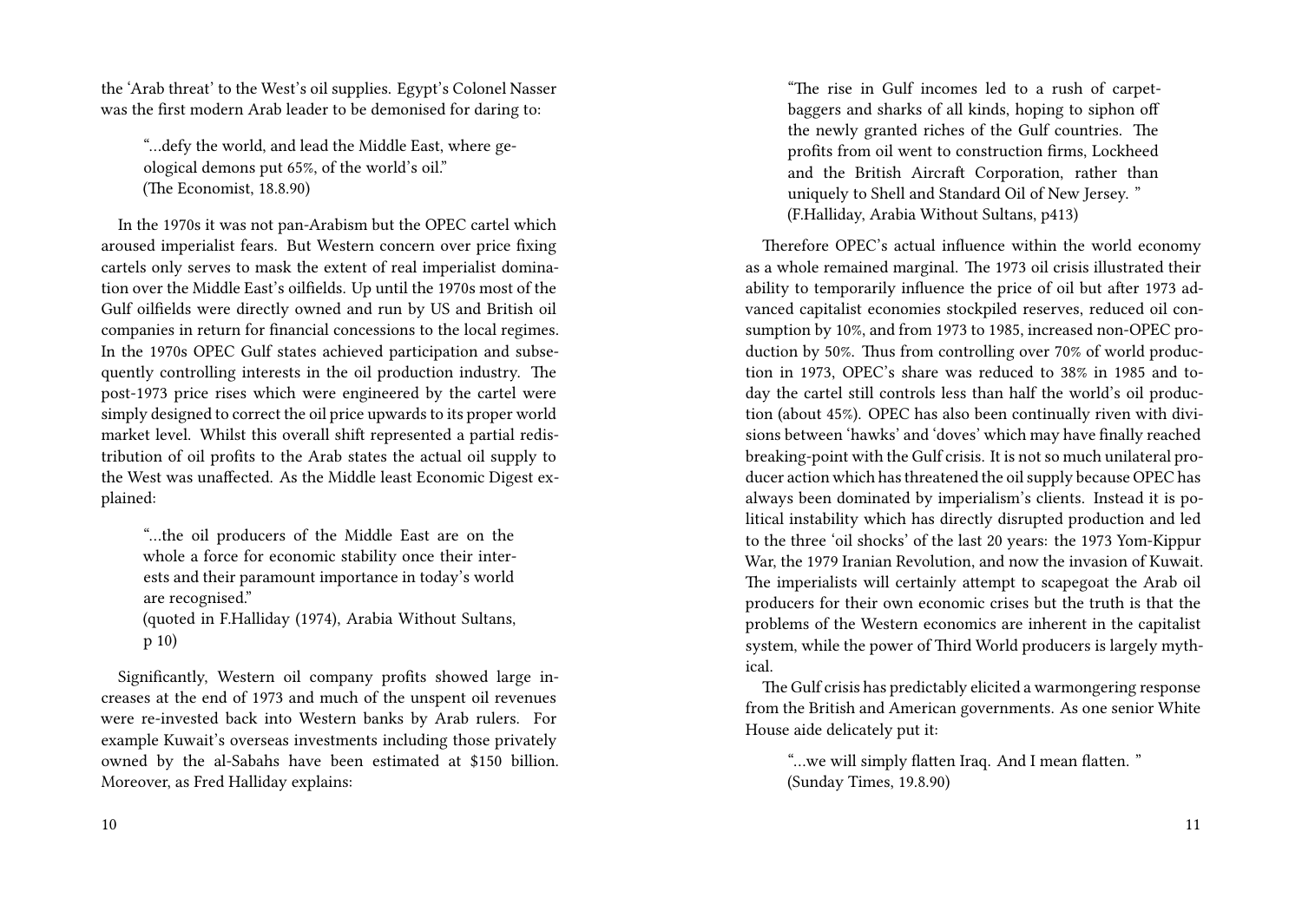the 'Arab threat' to the West's oil supplies. Egypt's Colonel Nasser was the first modern Arab leader to be demonised for daring to:

> "…defy the world, and lead the Middle East, where geological demons put 65%, of the world's oil."
> (The Economist, 18.8.90)

In the 1970s it was not pan-Arabism but the OPEC cartel which aroused imperialist fears. But Western concern over price fixing cartels only serves to mask the extent of real imperialist domination over the Middle East's oilfields. Up until the 1970s most of the Gulf oilfields were directly owned and run by US and British oil companies in return for financial concessions to the local regimes. In the 1970s OPEC Gulf states achieved participation and subsequently controlling interests in the oil production industry. The post-1973 price rises which were engineered by the cartel were simply designed to correct the oil price upwards to its proper world market level. Whilst this overall shift represented a partial redistribution of oil profits to the Arab states the actual oil supply to the West was unaffected. As the Middle least Economic Digest explained:

> "…the oil producers of the Middle East are on the whole a force for economic stability once their interests and their paramount importance in today's world are recognised."
> (quoted in F.Halliday (1974), Arabia Without Sultans, p 10)

Significantly, Western oil company profits showed large increases at the end of 1973 and much of the unspent oil revenues were re-invested back into Western banks by Arab rulers. For example Kuwait's overseas investments including those privately owned by the al-Sabahs have been estimated at $150 billion. Moreover, as Fred Halliday explains:

> "The rise in Gulf incomes led to a rush of carpetbaggers and sharks of all kinds, hoping to siphon off the newly granted riches of the Gulf countries. The profits from oil went to construction firms, Lockheed and the British Aircraft Corporation, rather than uniquely to Shell and Standard Oil of New Jersey. "
> (F.Halliday, Arabia Without Sultans, p413)

Therefore OPEC's actual influence within the world economy as a whole remained marginal. The 1973 oil crisis illustrated their ability to temporarily influence the price of oil but after 1973 advanced capitalist economies stockpiled reserves, reduced oil consumption by 10%, and from 1973 to 1985, increased non-OPEC production by 50%. Thus from controlling over 70% of world production in 1973, OPEC's share was reduced to 38% in 1985 and today the cartel still controls less than half the world's oil production (about 45%). OPEC has also been continually riven with divisions between 'hawks' and 'doves' which may have finally reached breaking-point with the Gulf crisis. It is not so much unilateral producer action which has threatened the oil supply because OPEC has always been dominated by imperialism's clients. Instead it is political instability which has directly disrupted production and led to the three 'oil shocks' of the last 20 years: the 1973 Yom-Kippur War, the 1979 Iranian Revolution, and now the invasion of Kuwait. The imperialists will certainly attempt to scapegoat the Arab oil producers for their own economic crises but the truth is that the problems of the Western economics are inherent in the capitalist system, while the power of Third World producers is largely mythical.

The Gulf crisis has predictably elicited a warmongering response from the British and American governments. As one senior White House aide delicately put it:

> "…we will simply flatten Iraq. And I mean flatten. "
> (Sunday Times, 19.8.90)